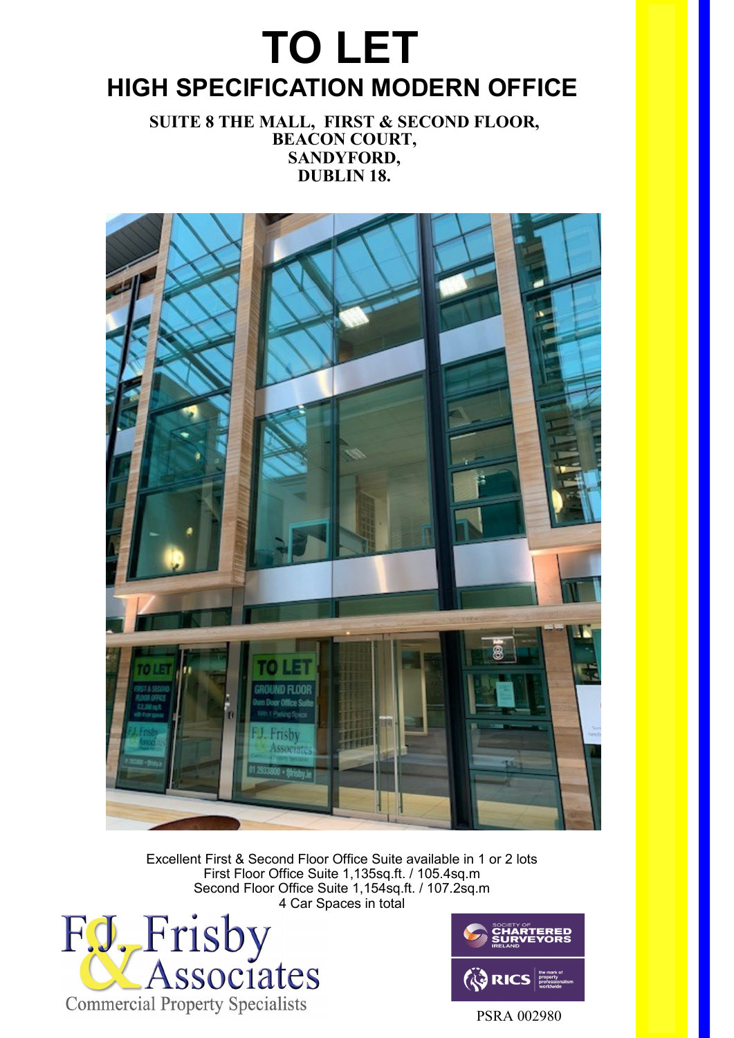# TO LET

## HIGH SPECIFICATION MODERN OFFICE

**SUITE 8 THE MALL, FIRST & SECOND FLOOR,**
**BEACON COURT,**
**SANDYFORD,**
**DUBLIN 18.**

Excellent First & Second Floor Office Suite available in 1 or 2 lots
First Floor Office Suite 1,135sq.ft. / 105.4sq.m
Second Floor Office Suite 1,154sq.ft. / 107.2sq.m
4 Car Spaces in total

F.J. Frisby & Associates
Commercial Property Specialists

Society of Chartered Surveyors Ireland
RICS

PSRA 002980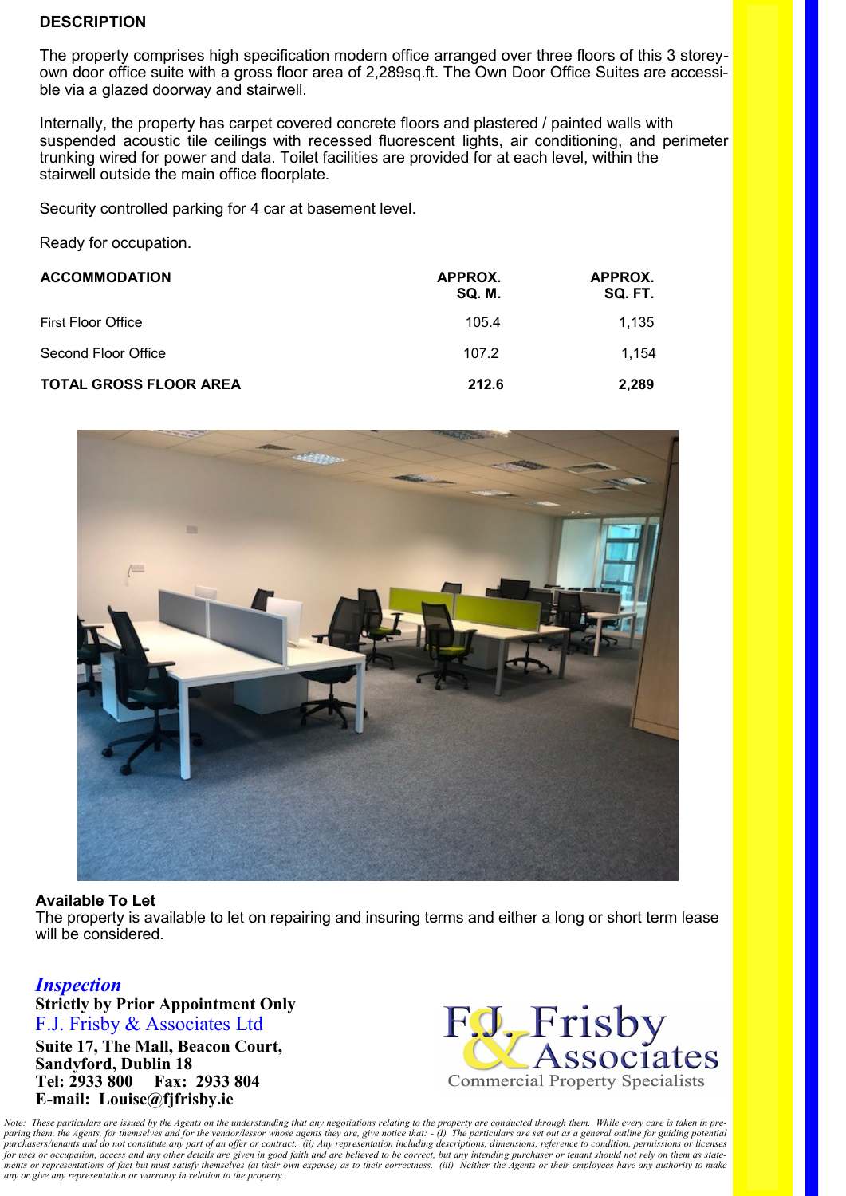## DESCRIPTION

The property comprises high specification modern office arranged over three floors of this 3 storey-own door office suite with a gross floor area of 2,289sq.ft. The Own Door Office Suites are accessible via a glazed doorway and stairwell.

Internally, the property has carpet covered concrete floors and plastered / painted walls with suspended acoustic tile ceilings with recessed fluorescent lights, air conditioning, and perimeter trunking wired for power and data. Toilet facilities are provided for at each level, within the stairwell outside the main office floorplate.

Security controlled parking for 4 car at basement level.

Ready for occupation.

| **ACCOMMODATION** | **APPROX. SQ. M.** | **APPROX. SQ. FT.** |
|---|---|---|
| First Floor Office | 105.4 | 1,135 |
| Second Floor Office | 107.2 | 1,154 |
| **TOTAL GROSS FLOOR AREA** | **212.6** | **2,289** |

**Available To Let**

The property is available to let on repairing and insuring terms and either a long or short term lease will be considered.

***Inspection***

**Strictly by Prior Appointment Only**

F.J. Frisby & Associates Ltd

**Suite 17, The Mall, Beacon Court,**
**Sandyford, Dublin 18**
**Tel: 2933 800 Fax: 2933 804**
**E-mail: Louise@fjfrisby.ie**

F.J. Frisby & Associates
Commercial Property Specialists

*Note: These particulars are issued by the Agents on the understanding that any negotiations relating to the property are conducted through them. While every care is taken in preparing them, the Agents, for themselves and for the vendor/lessor whose agents they are, give notice that: - (I) The particulars are set out as a general outline for guiding potential purchasers/tenants and do not constitute any part of an offer or contract. (ii) Any representation including descriptions, dimensions, reference to condition, permissions or licenses for uses or occupation, access and any other details are given in good faith and are believed to be correct, but any intending purchaser or tenant should not rely on them as statements or representations of fact but must satisfy themselves (at their own expense) as to their correctness. (iii) Neither the Agents or their employees have any authority to make any or give any representation or warranty in relation to the property.*